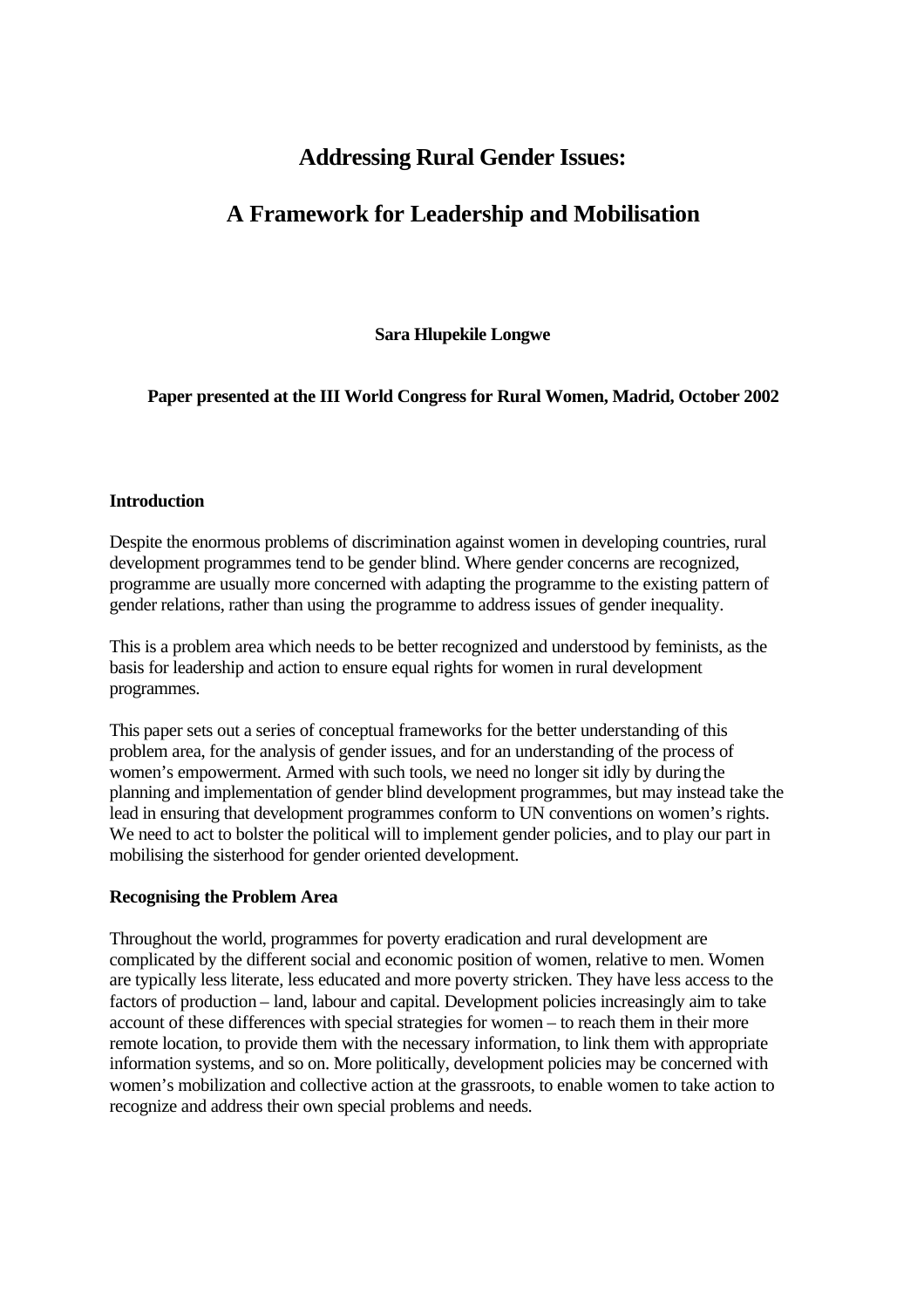# Addressing Rural Gender Issues:

# A Framework for Leadership and Mobilisation

**Sara Hlupekile Longwe**

**Paper presented at the III World Congress for Rural Women, Madrid, October 2002**

## Introduction

Despite the enormous problems of discrimination against women in developing countries, rural development programmes tend to be gender blind. Where gender concerns are recognized, programme are usually more concerned with adapting the programme to the existing pattern of gender relations, rather than using the programme to address issues of gender inequality.

This is a problem area which needs to be better recognized and understood by feminists, as the basis for leadership and action to ensure equal rights for women in rural development programmes.

This paper sets out a series of conceptual frameworks for the better understanding of this problem area, for the analysis of gender issues, and for an understanding of the process of women's empowerment. Armed with such tools, we need no longer sit idly by during the planning and implementation of gender blind development programmes, but may instead take the lead in ensuring that development programmes conform to UN conventions on women's rights. We need to act to bolster the political will to implement gender policies, and to play our part in mobilising the sisterhood for gender oriented development.

## Recognising the Problem Area

Throughout the world, programmes for poverty eradication and rural development are complicated by the different social and economic position of women, relative to men. Women are typically less literate, less educated and more poverty stricken. They have less access to the factors of production – land, labour and capital. Development policies increasingly aim to take account of these differences with special strategies for women – to reach them in their more remote location, to provide them with the necessary information, to link them with appropriate information systems, and so on. More politically, development policies may be concerned with women's mobilization and collective action at the grassroots, to enable women to take action to recognize and address their own special problems and needs.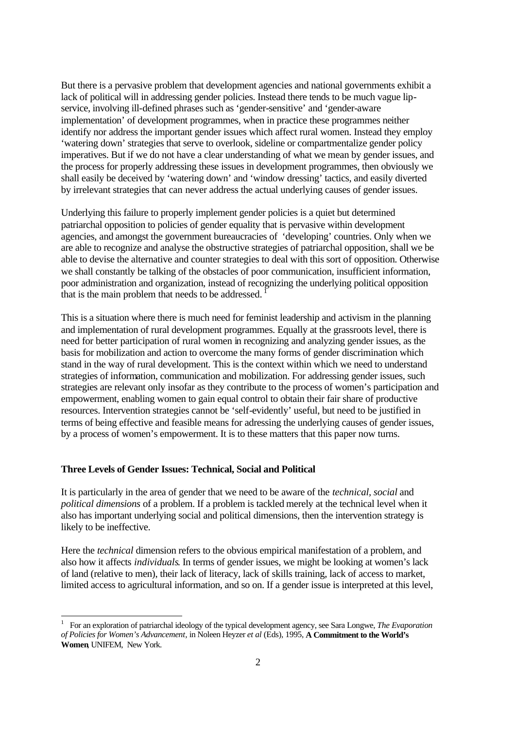But there is a pervasive problem that development agencies and national governments exhibit a lack of political will in addressing gender policies. Instead there tends to be much vague lip-service, involving ill-defined phrases such as 'gender-sensitive' and 'gender-aware implementation' of development programmes, when in practice these programmes neither identify nor address the important gender issues which affect rural women. Instead they employ 'watering down' strategies that serve to overlook, sideline or compartmentalize gender policy imperatives. But if we do not have a clear understanding of what we mean by gender issues, and the process for properly addressing these issues in development programmes, then obviously we shall easily be deceived by 'watering down' and 'window dressing' tactics, and easily diverted by irrelevant strategies that can never address the actual underlying causes of gender issues.

Underlying this failure to properly implement gender policies is a quiet but determined patriarchal opposition to policies of gender equality that is pervasive within development agencies, and amongst the government bureaucracies of 'developing' countries. Only when we are able to recognize and analyse the obstructive strategies of patriarchal opposition, shall we be able to devise the alternative and counter strategies to deal with this sort of opposition. Otherwise we shall constantly be talking of the obstacles of poor communication, insufficient information, poor administration and organization, instead of recognizing the underlying political opposition that is the main problem that needs to be addressed. [1]

This is a situation where there is much need for feminist leadership and activism in the planning and implementation of rural development programmes. Equally at the grassroots level, there is need for better participation of rural women in recognizing and analyzing gender issues, as the basis for mobilization and action to overcome the many forms of gender discrimination which stand in the way of rural development. This is the context within which we need to understand strategies of information, communication and mobilization. For addressing gender issues, such strategies are relevant only insofar as they contribute to the process of women's participation and empowerment, enabling women to gain equal control to obtain their fair share of productive resources. Intervention strategies cannot be 'self-evidently' useful, but need to be justified in terms of being effective and feasible means for adressing the underlying causes of gender issues, by a process of women's empowerment. It is to these matters that this paper now turns.

### Three Levels of Gender Issues: Technical, Social and Political

It is particularly in the area of gender that we need to be aware of the *technical*, *social* and *political dimensions* of a problem. If a problem is tackled merely at the technical level when it also has important underlying social and political dimensions, then the intervention strategy is likely to be ineffective.

Here the *technical* dimension refers to the obvious empirical manifestation of a problem, and also how it affects *individuals*. In terms of gender issues, we might be looking at women's lack of land (relative to men), their lack of literacy, lack of skills training, lack of access to market, limited access to agricultural information, and so on. If a gender issue is interpreted at this level,

[1] For an exploration of patriarchal ideology of the typical development agency, see Sara Longwe, *The Evaporation of Policies for Women's Advancement*, in Noleen Heyzer *et al* (Eds), 1995, **A Commitment to the World's Women**, UNIFEM, New York.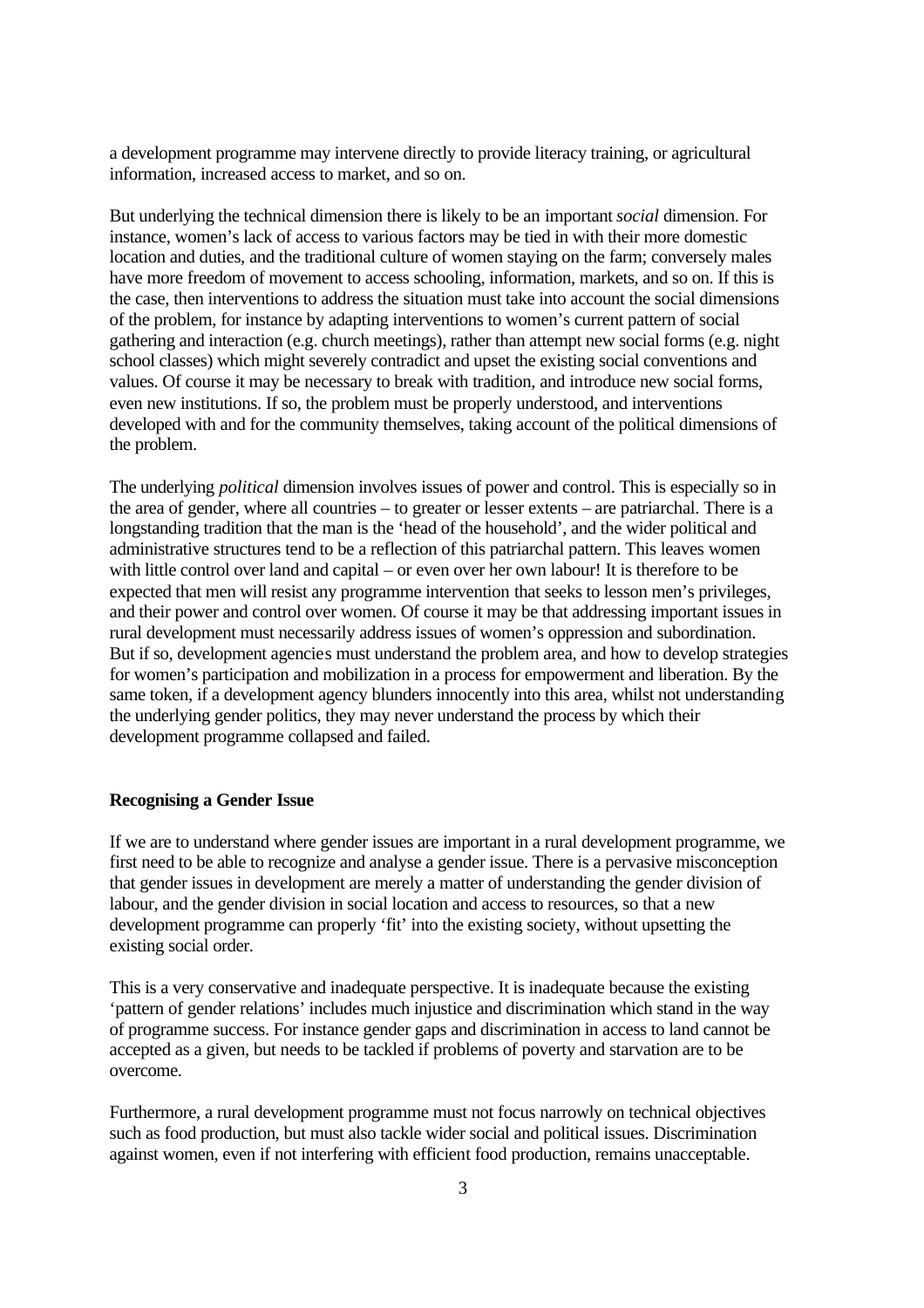a development programme may intervene directly to provide literacy training, or agricultural information, increased access to market, and so on.

But underlying the technical dimension there is likely to be an important *social* dimension. For instance, women's lack of access to various factors may be tied in with their more domestic location and duties, and the traditional culture of women staying on the farm; conversely males have more freedom of movement to access schooling, information, markets, and so on. If this is the case, then interventions to address the situation must take into account the social dimensions of the problem, for instance by adapting interventions to women's current pattern of social gathering and interaction (e.g. church meetings), rather than attempt new social forms (e.g. night school classes) which might severely contradict and upset the existing social conventions and values. Of course it may be necessary to break with tradition, and introduce new social forms, even new institutions. If so, the problem must be properly understood, and interventions developed with and for the community themselves, taking account of the political dimensions of the problem.

The underlying *political* dimension involves issues of power and control. This is especially so in the area of gender, where all countries – to greater or lesser extents – are patriarchal. There is a longstanding tradition that the man is the 'head of the household', and the wider political and administrative structures tend to be a reflection of this patriarchal pattern. This leaves women with little control over land and capital – or even over her own labour! It is therefore to be expected that men will resist any programme intervention that seeks to lesson men's privileges, and their power and control over women. Of course it may be that addressing important issues in rural development must necessarily address issues of women's oppression and subordination. But if so, development agencies must understand the problem area, and how to develop strategies for women's participation and mobilization in a process for empowerment and liberation. By the same token, if a development agency blunders innocently into this area, whilst not understanding the underlying gender politics, they may never understand the process by which their development programme collapsed and failed.

## Recognising a Gender Issue

If we are to understand where gender issues are important in a rural development programme, we first need to be able to recognize and analyse a gender issue. There is a pervasive misconception that gender issues in development are merely a matter of understanding the gender division of labour, and the gender division in social location and access to resources, so that a new development programme can properly 'fit' into the existing society, without upsetting the existing social order.

This is a very conservative and inadequate perspective. It is inadequate because the existing 'pattern of gender relations' includes much injustice and discrimination which stand in the way of programme success. For instance gender gaps and discrimination in access to land cannot be accepted as a given, but needs to be tackled if problems of poverty and starvation are to be overcome.

Furthermore, a rural development programme must not focus narrowly on technical objectives such as food production, but must also tackle wider social and political issues. Discrimination against women, even if not interfering with efficient food production, remains unacceptable.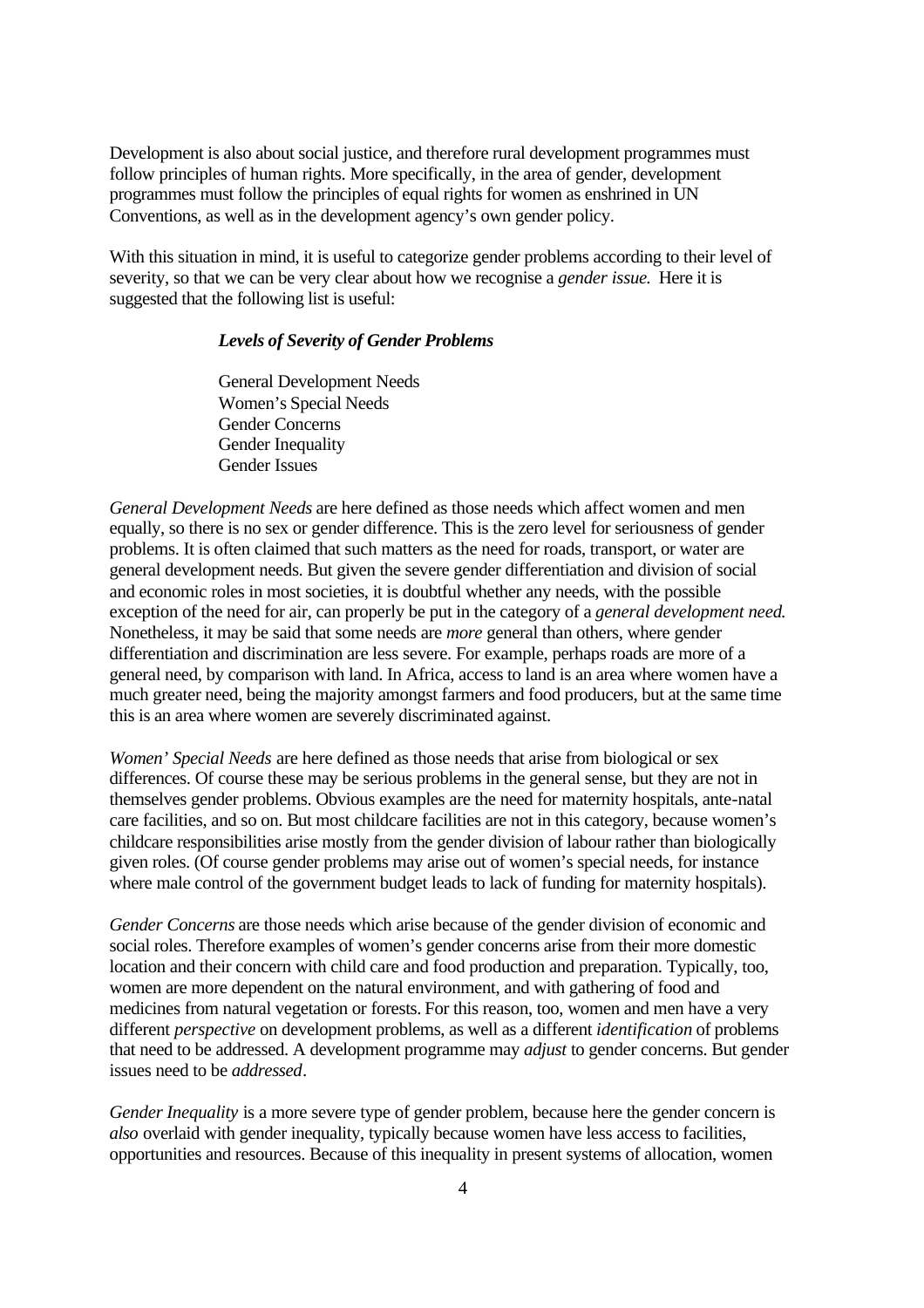Development is also about social justice, and therefore rural development programmes must follow principles of human rights. More specifically, in the area of gender, development programmes must follow the principles of equal rights for women as enshrined in UN Conventions, as well as in the development agency's own gender policy.

With this situation in mind, it is useful to categorize gender problems according to their level of severity, so that we can be very clear about how we recognise a *gender issue.* Here it is suggested that the following list is useful:

***Levels of Severity of Gender Problems***

General Development Needs
Women's Special Needs
Gender Concerns
Gender Inequality
Gender Issues

*General Development Needs* are here defined as those needs which affect women and men equally, so there is no sex or gender difference. This is the zero level for seriousness of gender problems. It is often claimed that such matters as the need for roads, transport, or water are general development needs. But given the severe gender differentiation and division of social and economic roles in most societies, it is doubtful whether any needs, with the possible exception of the need for air, can properly be put in the category of a *general development need.* Nonetheless, it may be said that some needs are *more* general than others, where gender differentiation and discrimination are less severe. For example, perhaps roads are more of a general need, by comparison with land. In Africa, access to land is an area where women have a much greater need, being the majority amongst farmers and food producers, but at the same time this is an area where women are severely discriminated against.

*Women' Special Needs* are here defined as those needs that arise from biological or sex differences. Of course these may be serious problems in the general sense, but they are not in themselves gender problems. Obvious examples are the need for maternity hospitals, ante-natal care facilities, and so on. But most childcare facilities are not in this category, because women's childcare responsibilities arise mostly from the gender division of labour rather than biologically given roles. (Of course gender problems may arise out of women's special needs, for instance where male control of the government budget leads to lack of funding for maternity hospitals).

*Gender Concerns* are those needs which arise because of the gender division of economic and social roles. Therefore examples of women's gender concerns arise from their more domestic location and their concern with child care and food production and preparation. Typically, too, women are more dependent on the natural environment, and with gathering of food and medicines from natural vegetation or forests. For this reason, too, women and men have a very different *perspective* on development problems, as well as a different *identification* of problems that need to be addressed. A development programme may *adjust* to gender concerns. But gender issues need to be *addressed*.

*Gender Inequality* is a more severe type of gender problem, because here the gender concern is *also* overlaid with gender inequality, typically because women have less access to facilities, opportunities and resources. Because of this inequality in present systems of allocation, women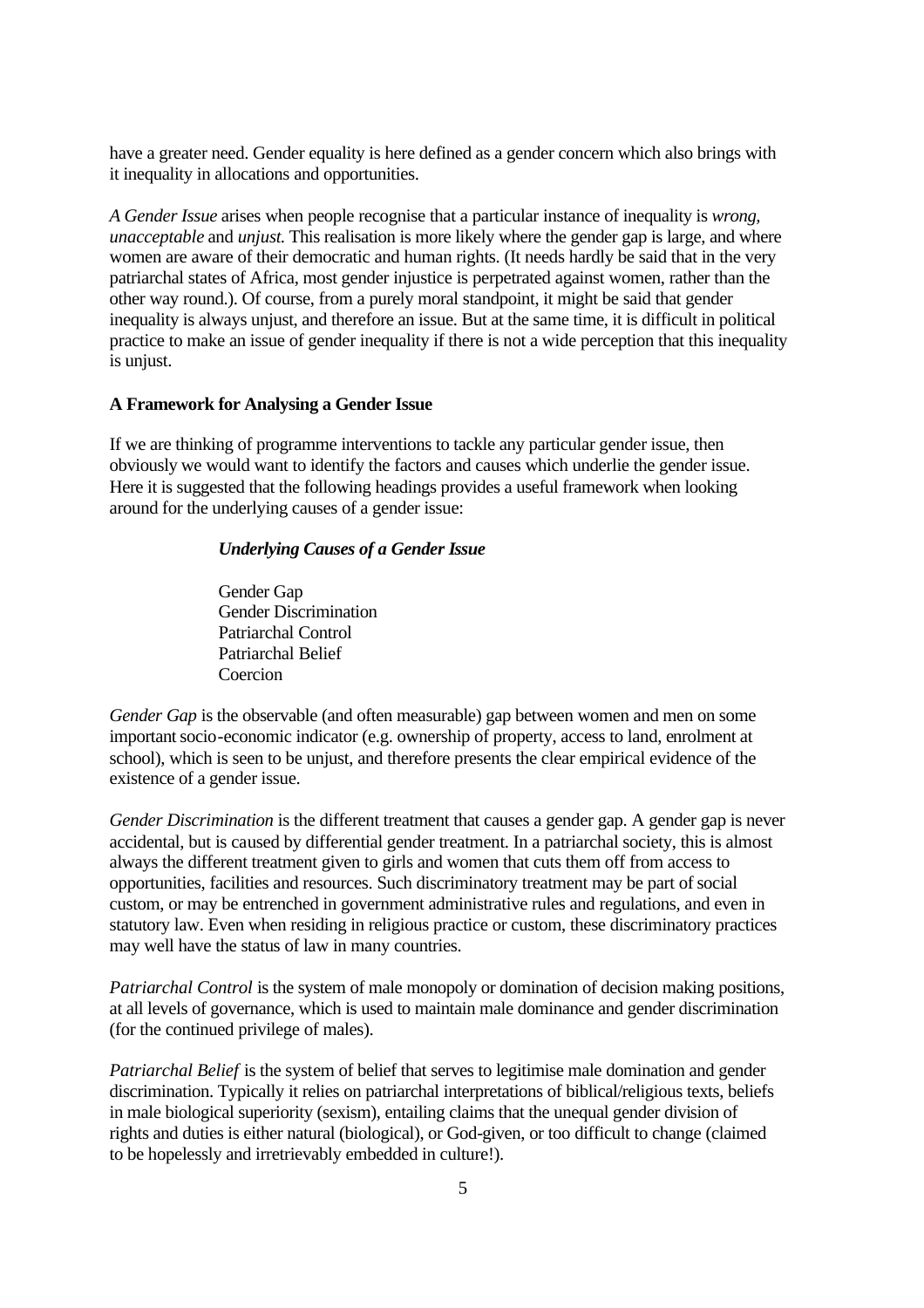have a greater need. Gender equality is here defined as a gender concern which also brings with it inequality in allocations and opportunities.

*A Gender Issue* arises when people recognise that a particular instance of inequality is *wrong, unacceptable* and *unjust.* This realisation is more likely where the gender gap is large, and where women are aware of their democratic and human rights. (It needs hardly be said that in the very patriarchal states of Africa, most gender injustice is perpetrated against women, rather than the other way round.). Of course, from a purely moral standpoint, it might be said that gender inequality is always unjust, and therefore an issue. But at the same time, it is difficult in political practice to make an issue of gender inequality if there is not a wide perception that this inequality is unjust.

**A Framework for Analysing a Gender Issue**

If we are thinking of programme interventions to tackle any particular gender issue, then obviously we would want to identify the factors and causes which underlie the gender issue. Here it is suggested that the following headings provides a useful framework when looking around for the underlying causes of a gender issue:

***Underlying Causes of a Gender Issue***

Gender Gap
Gender Discrimination
Patriarchal Control
Patriarchal Belief
Coercion

*Gender Gap* is the observable (and often measurable) gap between women and men on some important socio-economic indicator (e.g. ownership of property, access to land, enrolment at school), which is seen to be unjust, and therefore presents the clear empirical evidence of the existence of a gender issue.

*Gender Discrimination* is the different treatment that causes a gender gap. A gender gap is never accidental, but is caused by differential gender treatment. In a patriarchal society, this is almost always the different treatment given to girls and women that cuts them off from access to opportunities, facilities and resources. Such discriminatory treatment may be part of social custom, or may be entrenched in government administrative rules and regulations, and even in statutory law. Even when residing in religious practice or custom, these discriminatory practices may well have the status of law in many countries.

*Patriarchal Control* is the system of male monopoly or domination of decision making positions, at all levels of governance, which is used to maintain male dominance and gender discrimination (for the continued privilege of males).

*Patriarchal Belief* is the system of belief that serves to legitimise male domination and gender discrimination. Typically it relies on patriarchal interpretations of biblical/religious texts, beliefs in male biological superiority (sexism), entailing claims that the unequal gender division of rights and duties is either natural (biological), or God-given, or too difficult to change (claimed to be hopelessly and irretrievably embedded in culture!).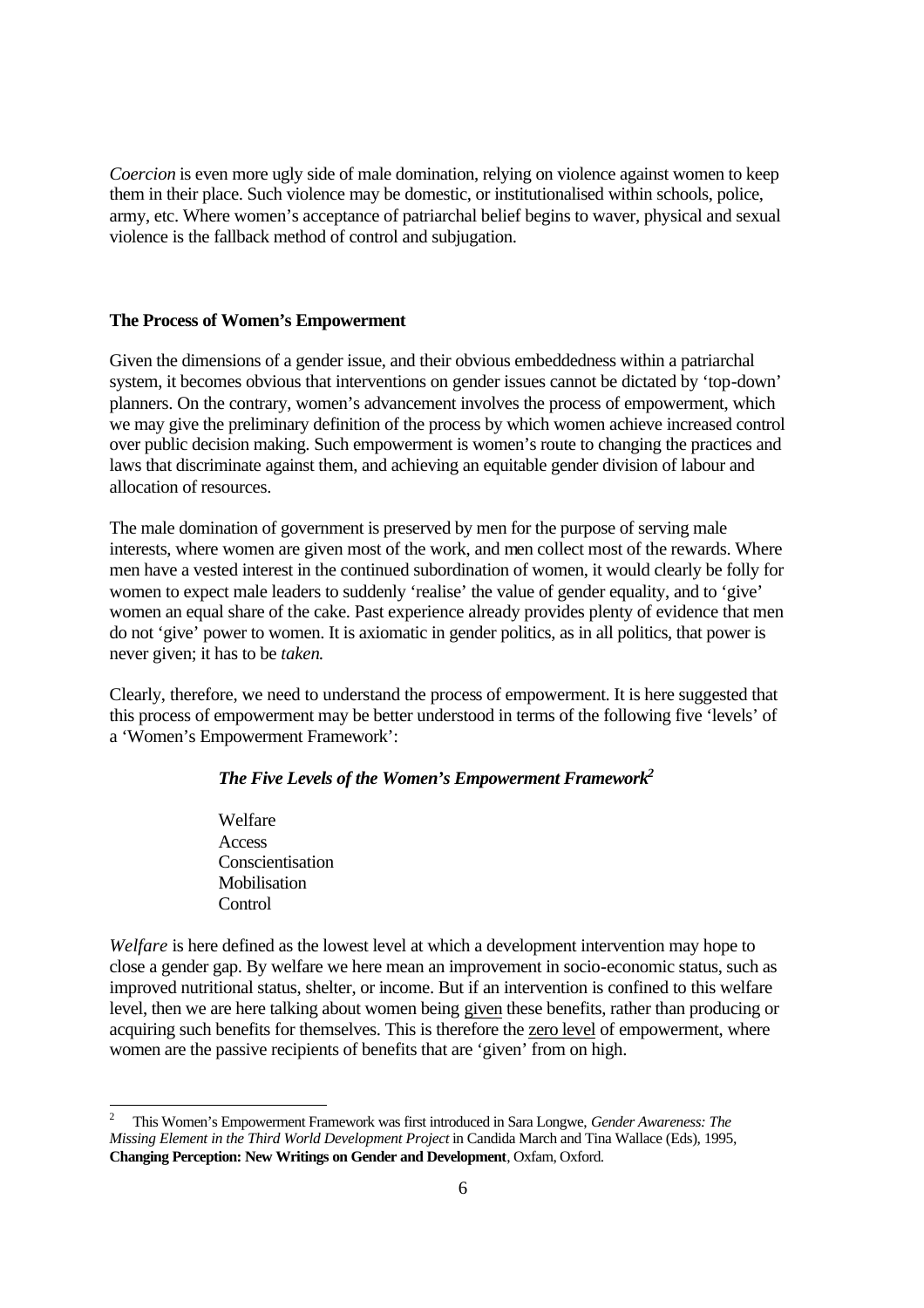*Coercion* is even more ugly side of male domination, relying on violence against women to keep them in their place. Such violence may be domestic, or institutionalised within schools, police, army, etc. Where women's acceptance of patriarchal belief begins to waver, physical and sexual violence is the fallback method of control and subjugation.

**The Process of Women's Empowerment**

Given the dimensions of a gender issue, and their obvious embeddedness within a patriarchal system, it becomes obvious that interventions on gender issues cannot be dictated by 'top-down' planners. On the contrary, women's advancement involves the process of empowerment, which we may give the preliminary definition of the process by which women achieve increased control over public decision making. Such empowerment is women's route to changing the practices and laws that discriminate against them, and achieving an equitable gender division of labour and allocation of resources.

The male domination of government is preserved by men for the purpose of serving male interests, where women are given most of the work, and men collect most of the rewards. Where men have a vested interest in the continued subordination of women, it would clearly be folly for women to expect male leaders to suddenly 'realise' the value of gender equality, and to 'give' women an equal share of the cake. Past experience already provides plenty of evidence that men do not 'give' power to women. It is axiomatic in gender politics, as in all politics, that power is never given; it has to be *taken*.

Clearly, therefore, we need to understand the process of empowerment. It is here suggested that this process of empowerment may be better understood in terms of the following five 'levels' of a 'Women's Empowerment Framework':

***The Five Levels of the Women's Empowerment Framework*[2]**

Welfare
Access
Conscientisation
Mobilisation
Control

*Welfare* is here defined as the lowest level at which a development intervention may hope to close a gender gap. By welfare we here mean an improvement in socio-economic status, such as improved nutritional status, shelter, or income. But if an intervention is confined to this welfare level, then we are here talking about women being given these benefits, rather than producing or acquiring such benefits for themselves. This is therefore the zero level of empowerment, where women are the passive recipients of benefits that are 'given' from on high.

---

[2] This Women's Empowerment Framework was first introduced in Sara Longwe, *Gender Awareness: The Missing Element in the Third World Development Project* in Candida March and Tina Wallace (Eds), 1995, **Changing Perception: New Writings on Gender and Development**, Oxfam, Oxford.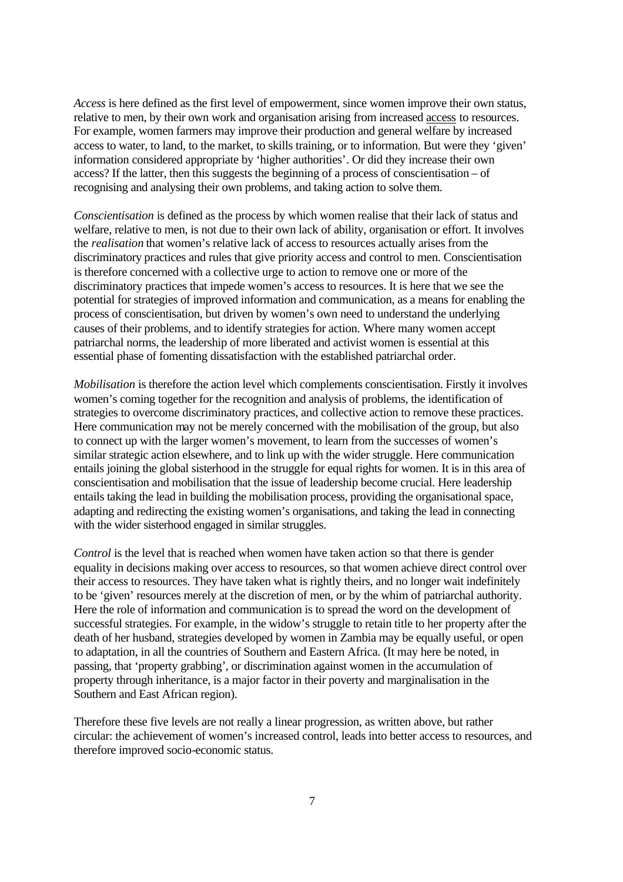*Access* is here defined as the first level of empowerment, since women improve their own status, relative to men, by their own work and organisation arising from increased access to resources. For example, women farmers may improve their production and general welfare by increased access to water, to land, to the market, to skills training, or to information. But were they 'given' information considered appropriate by 'higher authorities'. Or did they increase their own access? If the latter, then this suggests the beginning of a process of conscientisation – of recognising and analysing their own problems, and taking action to solve them.

*Conscientisation* is defined as the process by which women realise that their lack of status and welfare, relative to men, is not due to their own lack of ability, organisation or effort. It involves the *realisation* that women's relative lack of access to resources actually arises from the discriminatory practices and rules that give priority access and control to men. Conscientisation is therefore concerned with a collective urge to action to remove one or more of the discriminatory practices that impede women's access to resources. It is here that we see the potential for strategies of improved information and communication, as a means for enabling the process of conscientisation, but driven by women's own need to understand the underlying causes of their problems, and to identify strategies for action. Where many women accept patriarchal norms, the leadership of more liberated and activist women is essential at this essential phase of fomenting dissatisfaction with the established patriarchal order.

*Mobilisation* is therefore the action level which complements conscientisation. Firstly it involves women's coming together for the recognition and analysis of problems, the identification of strategies to overcome discriminatory practices, and collective action to remove these practices. Here communication may not be merely concerned with the mobilisation of the group, but also to connect up with the larger women's movement, to learn from the successes of women's similar strategic action elsewhere, and to link up with the wider struggle. Here communication entails joining the global sisterhood in the struggle for equal rights for women. It is in this area of conscientisation and mobilisation that the issue of leadership become crucial. Here leadership entails taking the lead in building the mobilisation process, providing the organisational space, adapting and redirecting the existing women's organisations, and taking the lead in connecting with the wider sisterhood engaged in similar struggles.

*Control* is the level that is reached when women have taken action so that there is gender equality in decisions making over access to resources, so that women achieve direct control over their access to resources. They have taken what is rightly theirs, and no longer wait indefinitely to be 'given' resources merely at the discretion of men, or by the whim of patriarchal authority. Here the role of information and communication is to spread the word on the development of successful strategies. For example, in the widow's struggle to retain title to her property after the death of her husband, strategies developed by women in Zambia may be equally useful, or open to adaptation, in all the countries of Southern and Eastern Africa. (It may here be noted, in passing, that 'property grabbing', or discrimination against women in the accumulation of property through inheritance, is a major factor in their poverty and marginalisation in the Southern and East African region).

Therefore these five levels are not really a linear progression, as written above, but rather circular: the achievement of women's increased control, leads into better access to resources, and therefore improved socio-economic status.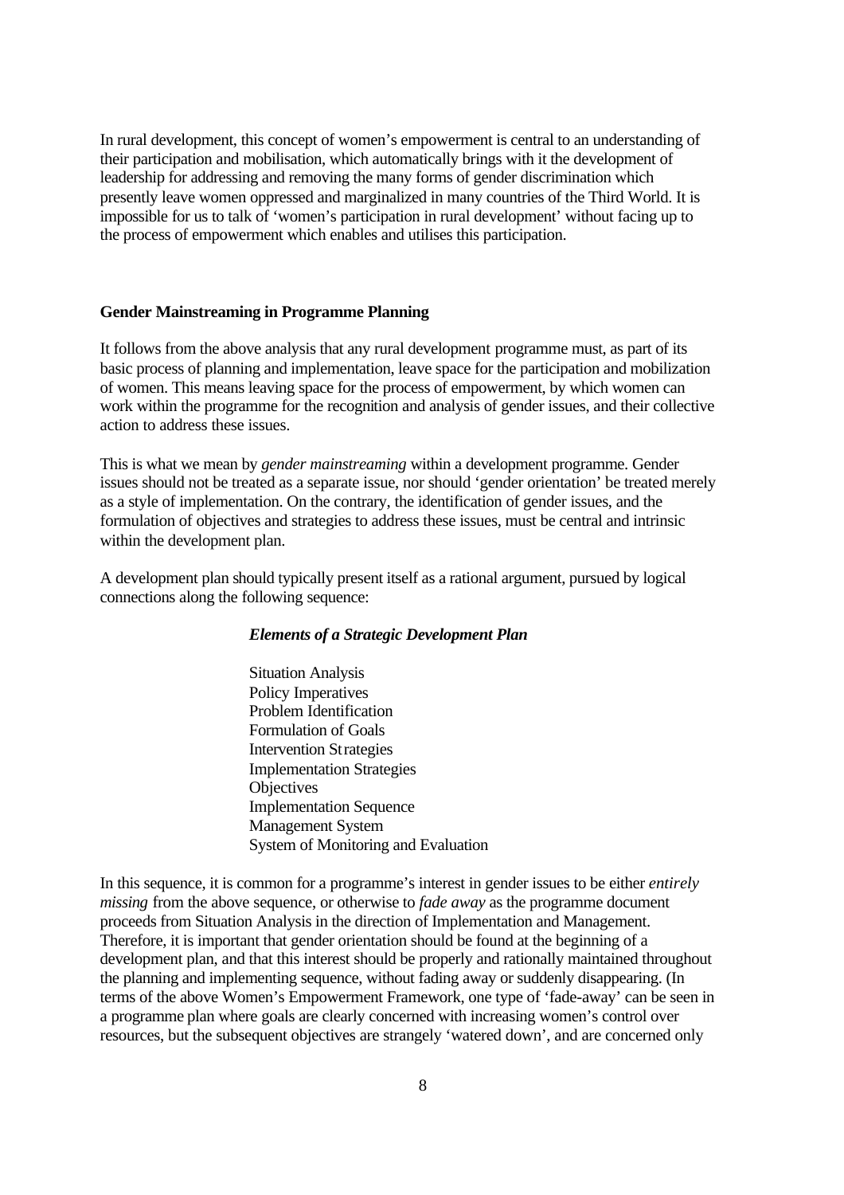In rural development, this concept of women's empowerment is central to an understanding of their participation and mobilisation, which automatically brings with it the development of leadership for addressing and removing the many forms of gender discrimination which presently leave women oppressed and marginalized in many countries of the Third World. It is impossible for us to talk of 'women's participation in rural development' without facing up to the process of empowerment which enables and utilises this participation.

## Gender Mainstreaming in Programme Planning

It follows from the above analysis that any rural development programme must, as part of its basic process of planning and implementation, leave space for the participation and mobilization of women. This means leaving space for the process of empowerment, by which women can work within the programme for the recognition and analysis of gender issues, and their collective action to address these issues.

This is what we mean by *gender mainstreaming* within a development programme. Gender issues should not be treated as a separate issue, nor should 'gender orientation' be treated merely as a style of implementation. On the contrary, the identification of gender issues, and the formulation of objectives and strategies to address these issues, must be central and intrinsic within the development plan.

A development plan should typically present itself as a rational argument, pursued by logical connections along the following sequence:

***Elements of a Strategic Development Plan***

Situation Analysis
Policy Imperatives
Problem Identification
Formulation of Goals
Intervention Strategies
Implementation Strategies
Objectives
Implementation Sequence
Management System
System of Monitoring and Evaluation

In this sequence, it is common for a programme's interest in gender issues to be either *entirely missing* from the above sequence, or otherwise to *fade away* as the programme document proceeds from Situation Analysis in the direction of Implementation and Management. Therefore, it is important that gender orientation should be found at the beginning of a development plan, and that this interest should be properly and rationally maintained throughout the planning and implementing sequence, without fading away or suddenly disappearing. (In terms of the above Women's Empowerment Framework, one type of 'fade-away' can be seen in a programme plan where goals are clearly concerned with increasing women's control over resources, but the subsequent objectives are strangely 'watered down', and are concerned only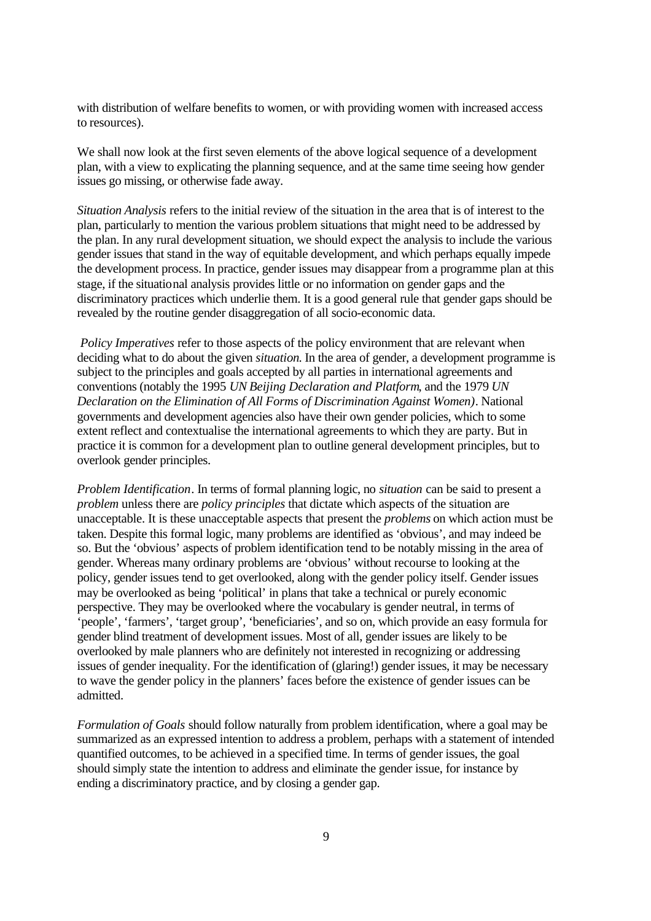with distribution of welfare benefits to women, or with providing women with increased access to resources).

We shall now look at the first seven elements of the above logical sequence of a development plan, with a view to explicating the planning sequence, and at the same time seeing how gender issues go missing, or otherwise fade away.

*Situation Analysis* refers to the initial review of the situation in the area that is of interest to the plan, particularly to mention the various problem situations that might need to be addressed by the plan. In any rural development situation, we should expect the analysis to include the various gender issues that stand in the way of equitable development, and which perhaps equally impede the development process. In practice, gender issues may disappear from a programme plan at this stage, if the situational analysis provides little or no information on gender gaps and the discriminatory practices which underlie them. It is a good general rule that gender gaps should be revealed by the routine gender disaggregation of all socio-economic data.

*Policy Imperatives* refer to those aspects of the policy environment that are relevant when deciding what to do about the given *situation*. In the area of gender, a development programme is subject to the principles and goals accepted by all parties in international agreements and conventions (notably the 1995 *UN Beijing Declaration and Platform*, and the 1979 *UN Declaration on the Elimination of All Forms of Discrimination Against Women)*. National governments and development agencies also have their own gender policies, which to some extent reflect and contextualise the international agreements to which they are party. But in practice it is common for a development plan to outline general development principles, but to overlook gender principles.

*Problem Identification*. In terms of formal planning logic, no *situation* can be said to present a *problem* unless there are *policy principles* that dictate which aspects of the situation are unacceptable. It is these unacceptable aspects that present the *problems* on which action must be taken. Despite this formal logic, many problems are identified as 'obvious', and may indeed be so. But the 'obvious' aspects of problem identification tend to be notably missing in the area of gender. Whereas many ordinary problems are 'obvious' without recourse to looking at the policy, gender issues tend to get overlooked, along with the gender policy itself. Gender issues may be overlooked as being 'political' in plans that take a technical or purely economic perspective. They may be overlooked where the vocabulary is gender neutral, in terms of 'people', 'farmers', 'target group', 'beneficiaries', and so on, which provide an easy formula for gender blind treatment of development issues. Most of all, gender issues are likely to be overlooked by male planners who are definitely not interested in recognizing or addressing issues of gender inequality. For the identification of (glaring!) gender issues, it may be necessary to wave the gender policy in the planners' faces before the existence of gender issues can be admitted.

*Formulation of Goals* should follow naturally from problem identification, where a goal may be summarized as an expressed intention to address a problem, perhaps with a statement of intended quantified outcomes, to be achieved in a specified time. In terms of gender issues, the goal should simply state the intention to address and eliminate the gender issue, for instance by ending a discriminatory practice, and by closing a gender gap.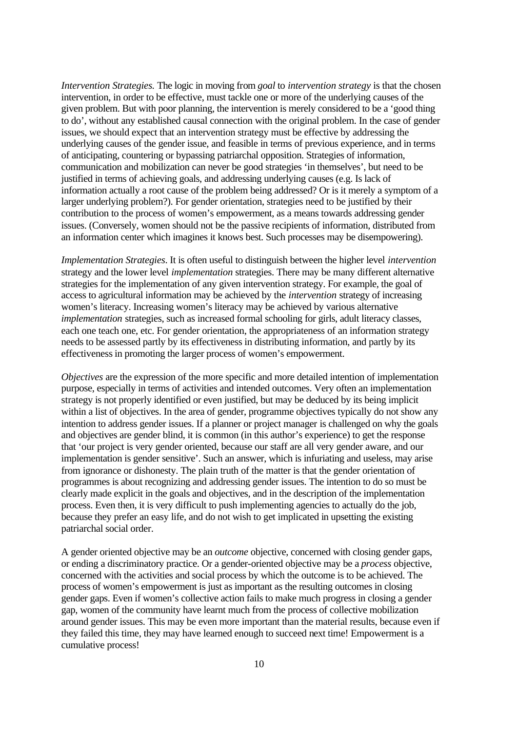*Intervention Strategies.* The logic in moving from *goal* to *intervention strategy* is that the chosen intervention, in order to be effective, must tackle one or more of the underlying causes of the given problem. But with poor planning, the intervention is merely considered to be a 'good thing to do', without any established causal connection with the original problem. In the case of gender issues, we should expect that an intervention strategy must be effective by addressing the underlying causes of the gender issue, and feasible in terms of previous experience, and in terms of anticipating, countering or bypassing patriarchal opposition. Strategies of information, communication and mobilization can never be good strategies 'in themselves', but need to be justified in terms of achieving goals, and addressing underlying causes (e.g. Is lack of information actually a root cause of the problem being addressed? Or is it merely a symptom of a larger underlying problem?). For gender orientation, strategies need to be justified by their contribution to the process of women's empowerment, as a means towards addressing gender issues. (Conversely, women should not be the passive recipients of information, distributed from an information center which imagines it knows best. Such processes may be disempowering).

*Implementation Strategies*. It is often useful to distinguish between the higher level *intervention* strategy and the lower level *implementation* strategies. There may be many different alternative strategies for the implementation of any given intervention strategy. For example, the goal of access to agricultural information may be achieved by the *intervention* strategy of increasing women's literacy. Increasing women's literacy may be achieved by various alternative *implementation* strategies, such as increased formal schooling for girls, adult literacy classes, each one teach one, etc. For gender orientation, the appropriateness of an information strategy needs to be assessed partly by its effectiveness in distributing information, and partly by its effectiveness in promoting the larger process of women's empowerment.

*Objectives* are the expression of the more specific and more detailed intention of implementation purpose, especially in terms of activities and intended outcomes. Very often an implementation strategy is not properly identified or even justified, but may be deduced by its being implicit within a list of objectives. In the area of gender, programme objectives typically do not show any intention to address gender issues. If a planner or project manager is challenged on why the goals and objectives are gender blind, it is common (in this author's experience) to get the response that 'our project is very gender oriented, because our staff are all very gender aware, and our implementation is gender sensitive'. Such an answer, which is infuriating and useless, may arise from ignorance or dishonesty. The plain truth of the matter is that the gender orientation of programmes is about recognizing and addressing gender issues. The intention to do so must be clearly made explicit in the goals and objectives, and in the description of the implementation process. Even then, it is very difficult to push implementing agencies to actually do the job, because they prefer an easy life, and do not wish to get implicated in upsetting the existing patriarchal social order.

A gender oriented objective may be an *outcome* objective, concerned with closing gender gaps, or ending a discriminatory practice. Or a gender-oriented objective may be a *process* objective, concerned with the activities and social process by which the outcome is to be achieved. The process of women's empowerment is just as important as the resulting outcomes in closing gender gaps. Even if women's collective action fails to make much progress in closing a gender gap, women of the community have learnt much from the process of collective mobilization around gender issues. This may be even more important than the material results, because even if they failed this time, they may have learned enough to succeed next time! Empowerment is a cumulative process!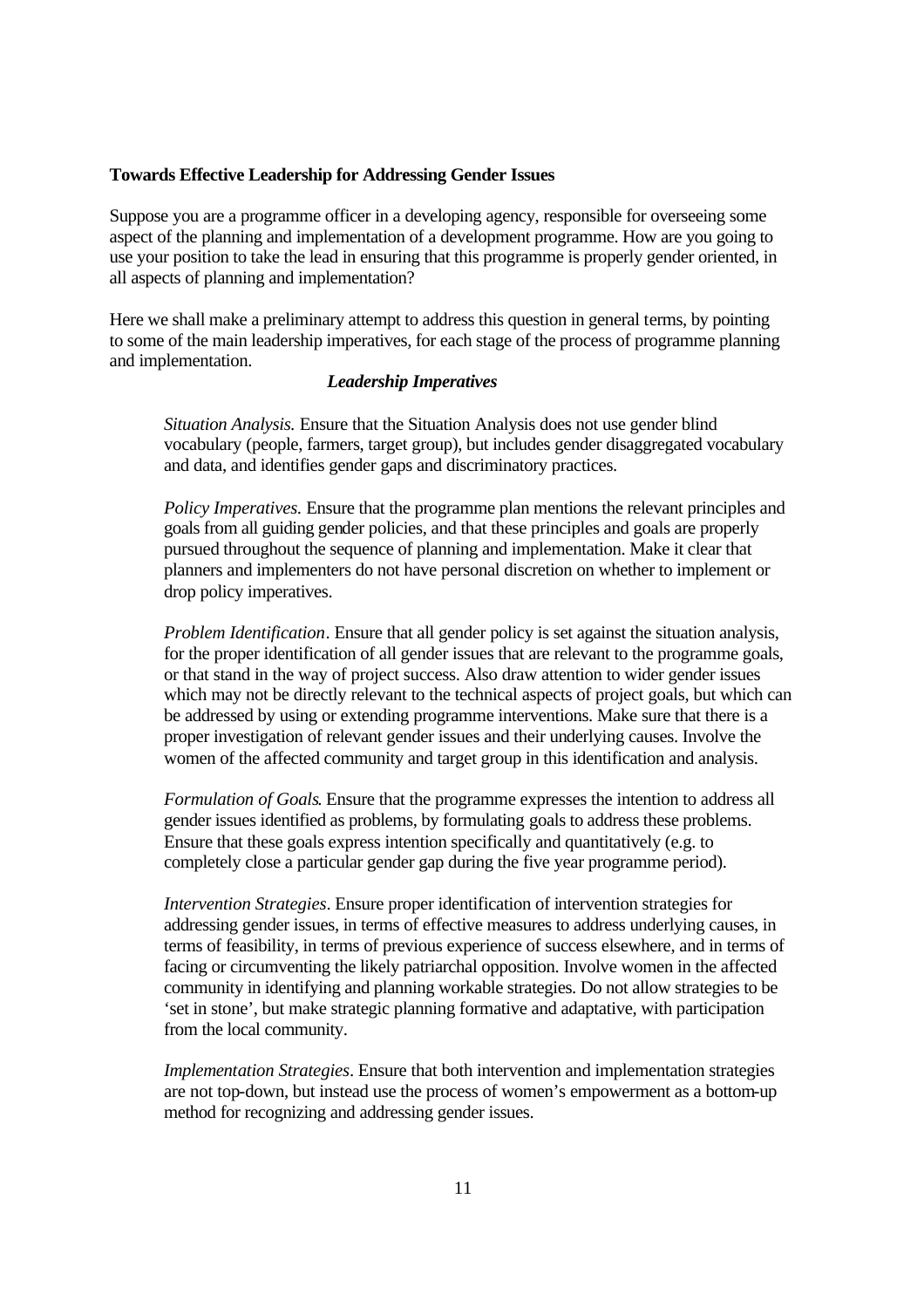**Towards Effective Leadership for Addressing Gender Issues**

Suppose you are a programme officer in a developing agency, responsible for overseeing some aspect of the planning and implementation of a development programme. How are you going to use your position to take the lead in ensuring that this programme is properly gender oriented, in all aspects of planning and implementation?

Here we shall make a preliminary attempt to address this question in general terms, by pointing to some of the main leadership imperatives, for each stage of the process of programme planning and implementation.

***Leadership Imperatives***

*Situation Analysis.* Ensure that the Situation Analysis does not use gender blind vocabulary (people, farmers, target group), but includes gender disaggregated vocabulary and data, and identifies gender gaps and discriminatory practices.

*Policy Imperatives.* Ensure that the programme plan mentions the relevant principles and goals from all guiding gender policies, and that these principles and goals are properly pursued throughout the sequence of planning and implementation. Make it clear that planners and implementers do not have personal discretion on whether to implement or drop policy imperatives.

*Problem Identification*. Ensure that all gender policy is set against the situation analysis, for the proper identification of all gender issues that are relevant to the programme goals, or that stand in the way of project success. Also draw attention to wider gender issues which may not be directly relevant to the technical aspects of project goals, but which can be addressed by using or extending programme interventions. Make sure that there is a proper investigation of relevant gender issues and their underlying causes. Involve the women of the affected community and target group in this identification and analysis.

*Formulation of Goals*. Ensure that the programme expresses the intention to address all gender issues identified as problems, by formulating goals to address these problems. Ensure that these goals express intention specifically and quantitatively (e.g. to completely close a particular gender gap during the five year programme period).

*Intervention Strategies*. Ensure proper identification of intervention strategies for addressing gender issues, in terms of effective measures to address underlying causes, in terms of feasibility, in terms of previous experience of success elsewhere, and in terms of facing or circumventing the likely patriarchal opposition. Involve women in the affected community in identifying and planning workable strategies. Do not allow strategies to be 'set in stone', but make strategic planning formative and adaptative, with participation from the local community.

*Implementation Strategies*. Ensure that both intervention and implementation strategies are not top-down, but instead use the process of women's empowerment as a bottom-up method for recognizing and addressing gender issues.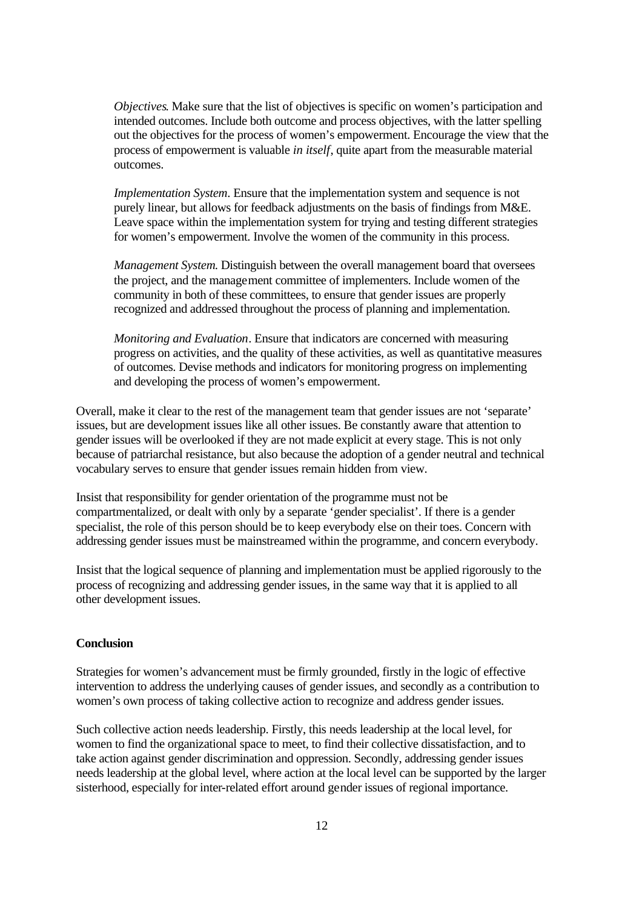*Objectives*. Make sure that the list of objectives is specific on women's participation and intended outcomes. Include both outcome and process objectives, with the latter spelling out the objectives for the process of women's empowerment. Encourage the view that the process of empowerment is valuable *in itself*, quite apart from the measurable material outcomes.

*Implementation System*. Ensure that the implementation system and sequence is not purely linear, but allows for feedback adjustments on the basis of findings from M&E. Leave space within the implementation system for trying and testing different strategies for women's empowerment. Involve the women of the community in this process.

*Management System*. Distinguish between the overall management board that oversees the project, and the management committee of implementers. Include women of the community in both of these committees, to ensure that gender issues are properly recognized and addressed throughout the process of planning and implementation.

*Monitoring and Evaluation*. Ensure that indicators are concerned with measuring progress on activities, and the quality of these activities, as well as quantitative measures of outcomes. Devise methods and indicators for monitoring progress on implementing and developing the process of women's empowerment.

Overall, make it clear to the rest of the management team that gender issues are not 'separate' issues, but are development issues like all other issues. Be constantly aware that attention to gender issues will be overlooked if they are not made explicit at every stage. This is not only because of patriarchal resistance, but also because the adoption of a gender neutral and technical vocabulary serves to ensure that gender issues remain hidden from view.

Insist that responsibility for gender orientation of the programme must not be compartmentalized, or dealt with only by a separate 'gender specialist'. If there is a gender specialist, the role of this person should be to keep everybody else on their toes. Concern with addressing gender issues must be mainstreamed within the programme, and concern everybody.

Insist that the logical sequence of planning and implementation must be applied rigorously to the process of recognizing and addressing gender issues, in the same way that it is applied to all other development issues.

**Conclusion**

Strategies for women's advancement must be firmly grounded, firstly in the logic of effective intervention to address the underlying causes of gender issues, and secondly as a contribution to women's own process of taking collective action to recognize and address gender issues.

Such collective action needs leadership. Firstly, this needs leadership at the local level, for women to find the organizational space to meet, to find their collective dissatisfaction, and to take action against gender discrimination and oppression. Secondly, addressing gender issues needs leadership at the global level, where action at the local level can be supported by the larger sisterhood, especially for inter-related effort around gender issues of regional importance.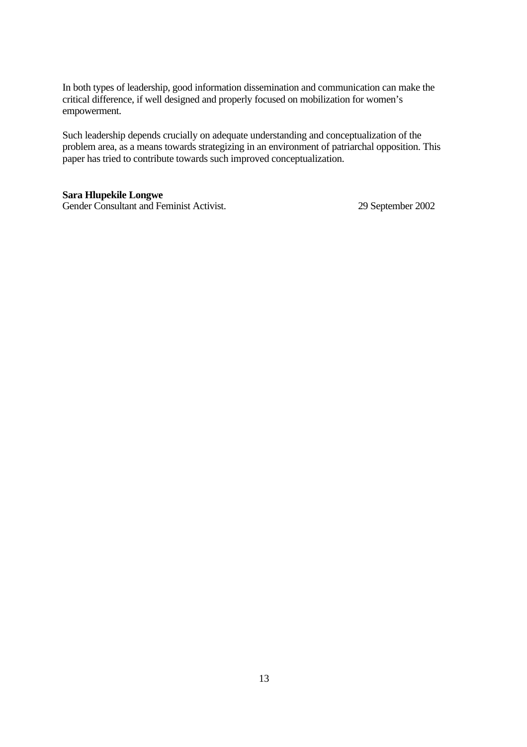In both types of leadership, good information dissemination and communication can make the critical difference, if well designed and properly focused on mobilization for women's empowerment.

Such leadership depends crucially on adequate understanding and conceptualization of the problem area, as a means towards strategizing in an environment of patriarchal opposition. This paper has tried to contribute towards such improved conceptualization.

**Sara Hlupekile Longwe**
Gender Consultant and Feminist Activist. 29 September 2002